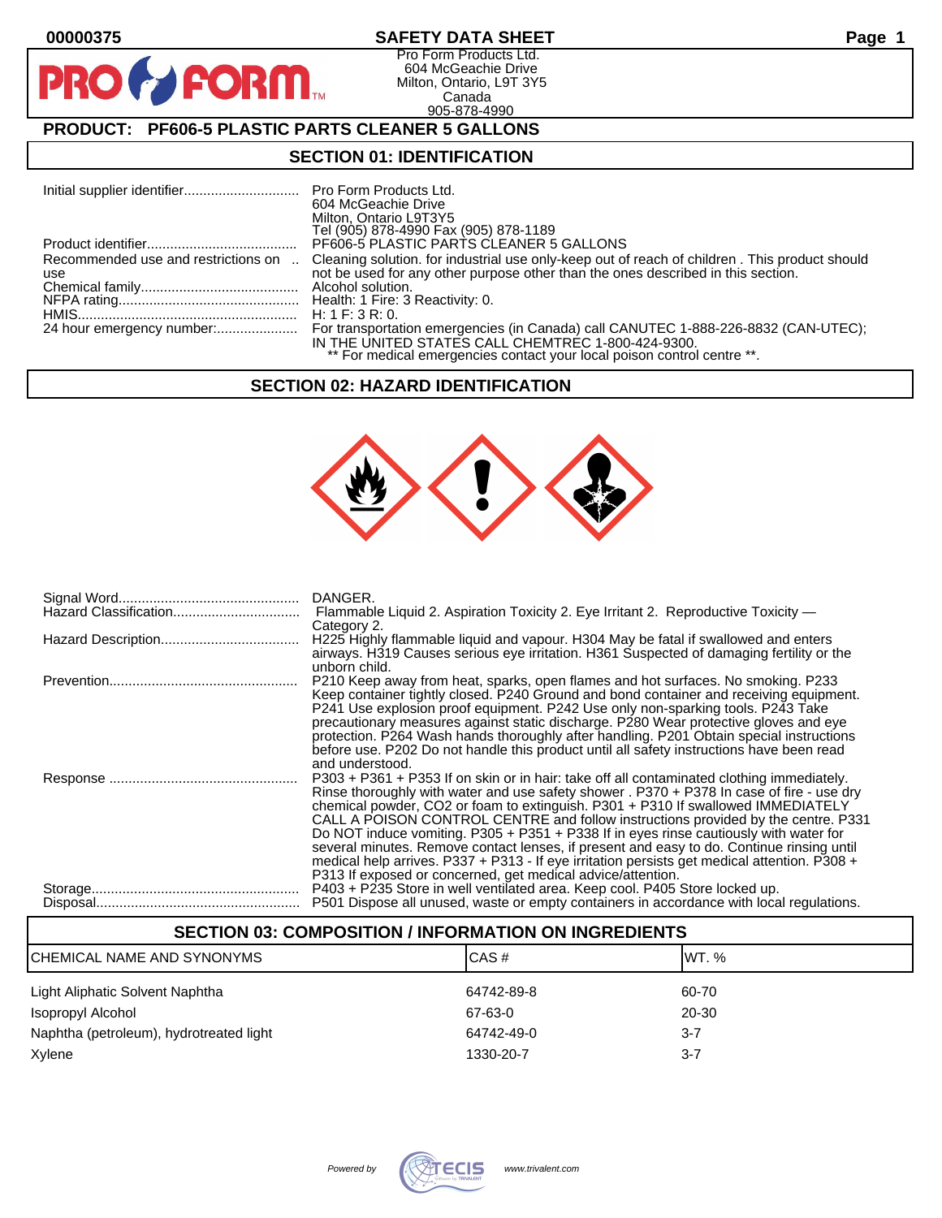00000375

# SAFETY DATA SHEET

Pro Form Products Ltd.
604 McGeachie Drive
Milton, Ontario, L9T 3Y5
Canada
905-878-4990

## PRODUCT: PF606-5 PLASTIC PARTS CLEANER 5 GALLONS

## SECTION 01: IDENTIFICATION

| | |
|---|---|
| Initial supplier identifier | Pro Form Products Ltd. 604 McGeachie Drive Milton, Ontario L9T3Y5 Tel (905) 878-4990 Fax (905) 878-1189 |
| Product identifier | PF606-5 PLASTIC PARTS CLEANER 5 GALLONS |
| Recommended use and restrictions on use | Cleaning solution. for industrial use only-keep out of reach of children . This product should not be used for any other purpose other than the ones described in this section. |
| Chemical family | Alcohol solution. |
| NFPA rating | Health: 1 Fire: 3 Reactivity: 0. |
| HMIS | H: 1 F: 3 R: 0. |
| 24 hour emergency number: | For transportation emergencies (in Canada) call CANUTEC 1-888-226-8832 (CAN-UTEC); IN THE UNITED STATES CALL CHEMTREC 1-800-424-9300. ** For medical emergencies contact your local poison control centre **. |

## SECTION 02: HAZARD IDENTIFICATION

| | |
|---|---|
| Signal Word | DANGER. |
| Hazard Classification | Flammable Liquid 2. Aspiration Toxicity 2. Eye Irritant 2. Reproductive Toxicity — Category 2. |
| Hazard Description | H225 Highly flammable liquid and vapour. H304 May be fatal if swallowed and enters airways. H319 Causes serious eye irritation. H361 Suspected of damaging fertility or the unborn child. |
| Prevention | P210 Keep away from heat, sparks, open flames and hot surfaces. No smoking. P233 Keep container tightly closed. P240 Ground and bond container and receiving equipment. P241 Use explosion proof equipment. P242 Use only non-sparking tools. P243 Take precautionary measures against static discharge. P280 Wear protective gloves and eye protection. P264 Wash hands thoroughly after handling. P201 Obtain special instructions before use. P202 Do not handle this product until all safety instructions have been read and understood. |
| Response | P303 + P361 + P353 If on skin or in hair: take off all contaminated clothing immediately. Rinse thoroughly with water and use safety shower . P370 + P378 In case of fire - use dry chemical powder, CO2 or foam to extinguish. P301 + P310 If swallowed IMMEDIATELY CALL A POISON CONTROL CENTRE and follow instructions provided by the centre. P331 Do NOT induce vomiting. P305 + P351 + P338 If in eyes rinse cautiously with water for several minutes. Remove contact lenses, if present and easy to do. Continue rinsing until medical help arrives. P337 + P313 - If eye irritation persists get medical attention. P308 + P313 If exposed or concerned, get medical advice/attention. |
| Storage | P403 + P235 Store in well ventilated area. Keep cool. P405 Store locked up. |
| Disposal | P501 Dispose all unused, waste or empty containers in accordance with local regulations. |

## SECTION 03: COMPOSITION / INFORMATION ON INGREDIENTS

| CHEMICAL NAME AND SYNONYMS | CAS # | WT. % |
|---|---|---|
| Light Aliphatic Solvent Naphtha | 64742-89-8 | 60-70 |
| Isopropyl Alcohol | 67-63-0 | 20-30 |
| Naphtha (petroleum), hydrotreated light | 64742-49-0 | 3-7 |
| Xylene | 1330-20-7 | 3-7 |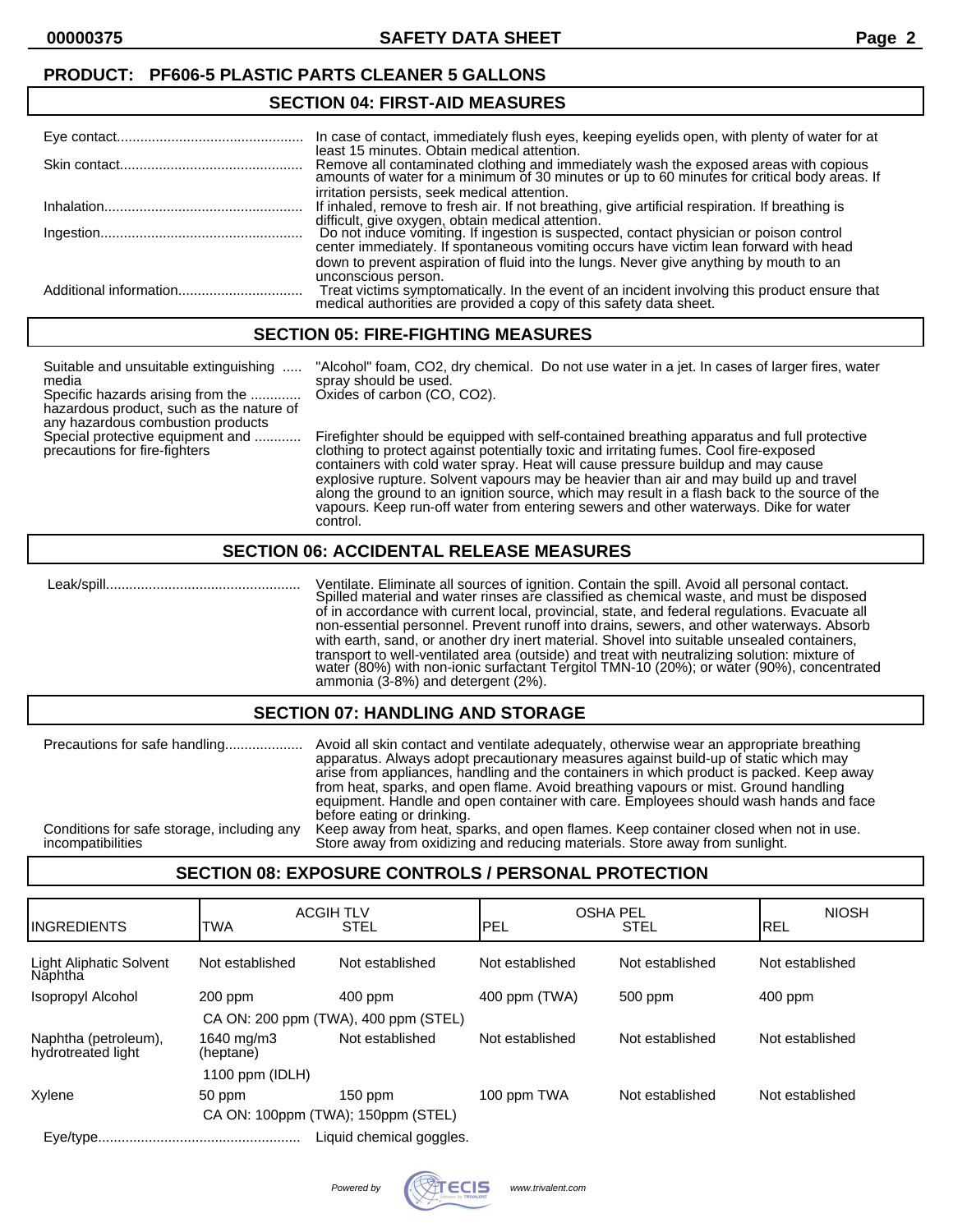**PRODUCT: PF606-5 PLASTIC PARTS CLEANER 5 GALLONS**

## SECTION 04: FIRST-AID MEASURES

| | |
|---|---|
| Eye contact | In case of contact, immediately flush eyes, keeping eyelids open, with plenty of water for at least 15 minutes. Obtain medical attention. |
| Skin contact | Remove all contaminated clothing and immediately wash the exposed areas with copious amounts of water for a minimum of 30 minutes or up to 60 minutes for critical body areas. If irritation persists, seek medical attention. |
| Inhalation | If inhaled, remove to fresh air. If not breathing, give artificial respiration. If breathing is difficult, give oxygen, obtain medical attention. |
| Ingestion | Do not induce vomiting. If ingestion is suspected, contact physician or poison control center immediately. If spontaneous vomiting occurs have victim lean forward with head down to prevent aspiration of fluid into the lungs. Never give anything by mouth to an unconscious person. |
| Additional information | Treat victims symptomatically. In the event of an incident involving this product ensure that medical authorities are provided a copy of this safety data sheet. |

## SECTION 05: FIRE-FIGHTING MEASURES

| | |
|---|---|
| Suitable and unsuitable extinguishing media | "Alcohol" foam, $CO_2$, dry chemical. Do not use water in a jet. In cases of larger fires, water spray should be used. |
| Specific hazards arising from the hazardous product, such as the nature of any hazardous combustion products | Oxides of carbon (CO, $CO_2$). |
| Special protective equipment and precautions for fire-fighters | Firefighter should be equipped with self-contained breathing apparatus and full protective clothing to protect against potentially toxic and irritating fumes. Cool fire-exposed containers with cold water spray. Heat will cause pressure buildup and may cause explosive rupture. Solvent vapours may be heavier than air and may build up and travel along the ground to an ignition source, which may result in a flash back to the source of the vapours. Keep run-off water from entering sewers and other waterways. Dike for water control. |

## SECTION 06: ACCIDENTAL RELEASE MEASURES

| | |
|---|---|
| Leak/spill | Ventilate. Eliminate all sources of ignition. Contain the spill. Avoid all personal contact. Spilled material and water rinses are classified as chemical waste, and must be disposed of in accordance with current local, provincial, state, and federal regulations. Evacuate all non-essential personnel. Prevent runoff into drains, sewers, and other waterways. Absorb with earth, sand, or another dry inert material. Shovel into suitable unsealed containers, transport to well-ventilated area (outside) and treat with neutralizing solution: mixture of water (80%) with non-ionic surfactant Tergitol TMN-10 (20%); or water (90%), concentrated ammonia (3-8%) and detergent (2%). |

## SECTION 07: HANDLING AND STORAGE

| | |
|---|---|
| Precautions for safe handling | Avoid all skin contact and ventilate adequately, otherwise wear an appropriate breathing apparatus. Always adopt precautionary measures against build-up of static which may arise from appliances, handling and the containers in which product is packed. Keep away from heat, sparks, and open flame. Avoid breathing vapours or mist. Ground handling equipment. Handle and open container with care. Employees should wash hands and face before eating or drinking. |
| Conditions for safe storage, including any incompatibilities | Keep away from heat, sparks, and open flames. Keep container closed when not in use. Store away from oxidizing and reducing materials. Store away from sunlight. |

## SECTION 08: EXPOSURE CONTROLS / PERSONAL PROTECTION

| INGREDIENTS | ACGIH TLV | | OSHA PEL | | NIOSH |
|---|---|---|---|---|---|
| | TWA | STEL | PEL | STEL | REL |
| Light Aliphatic Solvent Naphtha | Not established | Not established | Not established | Not established | Not established |
| Isopropyl Alcohol | 200 ppm | 400 ppm | 400 ppm (TWA) | 500 ppm | 400 ppm |
| | CA ON: 200 ppm (TWA), 400 ppm (STEL) | | | | |
| Naphtha (petroleum), hydrotreated light | 1640 mg/m3 (heptane) | Not established | Not established | Not established | Not established |
| | 1100 ppm (IDLH) | | | | |
| Xylene | 50 ppm | 150 ppm | 100 ppm TWA | Not established | Not established |
| | CA ON: 100ppm (TWA); 150ppm (STEL) | | | | |

| | |
|---|---|
| Eye/type | Liquid chemical goggles. |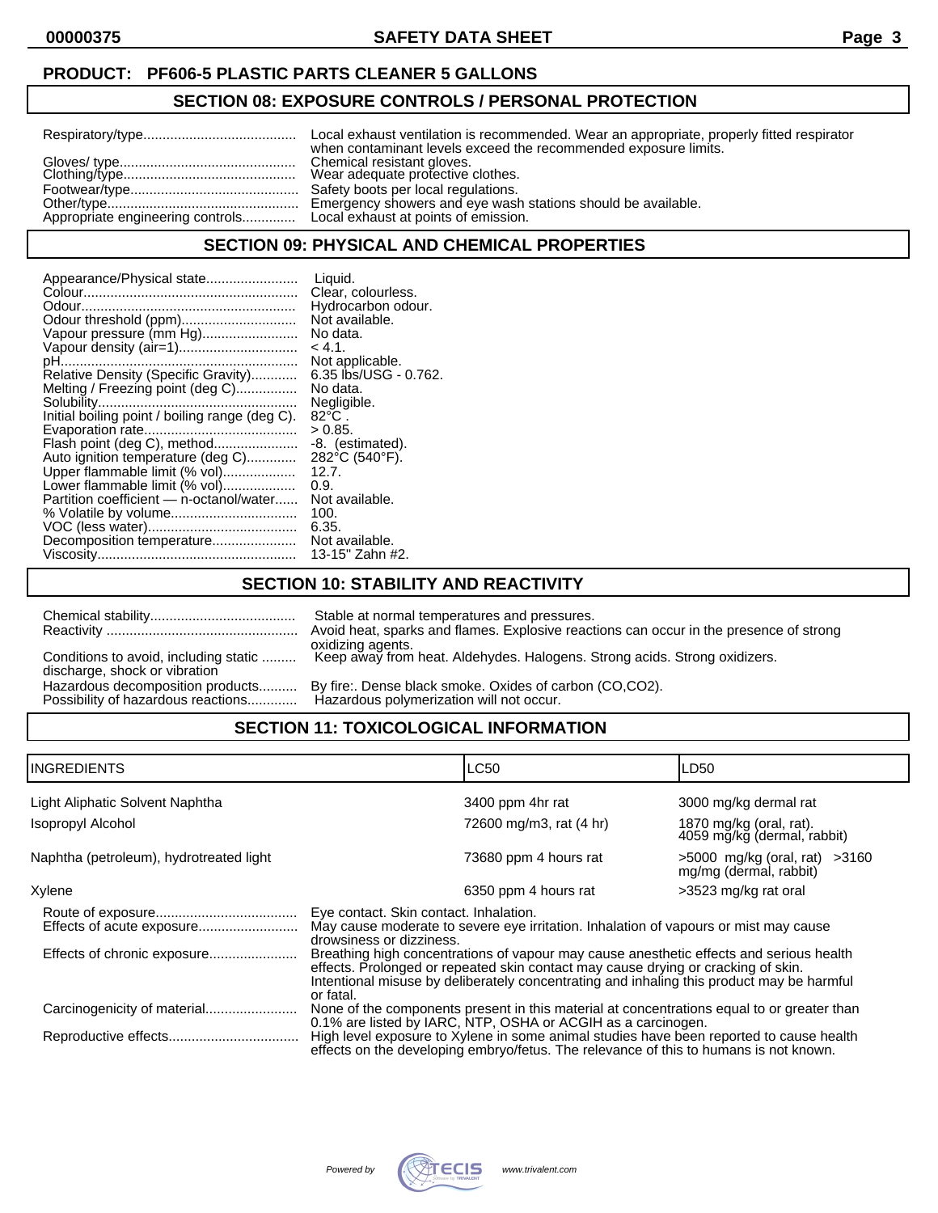**PRODUCT: PF606-5 PLASTIC PARTS CLEANER 5 GALLONS**

## SECTION 08: EXPOSURE CONTROLS / PERSONAL PROTECTION

| | |
|---|---|
| Respiratory/type | Local exhaust ventilation is recommended. Wear an appropriate, properly fitted respirator when contaminant levels exceed the recommended exposure limits. |
| Gloves/ type | Chemical resistant gloves. |
| Clothing/type | Wear adequate protective clothes. |
| Footwear/type | Safety boots per local regulations. |
| Other/type | Emergency showers and eye wash stations should be available. |
| Appropriate engineering controls | Local exhaust at points of emission. |

## SECTION 09: PHYSICAL AND CHEMICAL PROPERTIES

| | |
|---|---|
| Appearance/Physical state | Liquid. |
| Colour | Clear, colourless. |
| Odour | Hydrocarbon odour. |
| Odour threshold (ppm) | Not available. |
| Vapour pressure (mm Hg) | No data. |
| Vapour density (air=1) | < 4.1. |
| pH | Not applicable. |
| Relative Density (Specific Gravity) | 6.35 lbs/USG - 0.762. |
| Melting / Freezing point (deg C) | No data. |
| Solubility | Negligible. |
| Initial boiling point / boiling range (deg C). | 82°C . |
| Evaporation rate | > 0.85. |
| Flash point (deg C), method | -8. (estimated). |
| Auto ignition temperature (deg C) | 282°C (540°F). |
| Upper flammable limit (% vol) | 12.7. |
| Lower flammable limit (% vol) | 0.9. |
| Partition coefficient — n-octanol/water | Not available. |
| % Volatile by volume | 100. |
| VOC (less water) | 6.35. |
| Decomposition temperature | Not available. |
| Viscosity | 13-15" Zahn #2. |

## SECTION 10: STABILITY AND REACTIVITY

| | |
|---|---|
| Chemical stability | Stable at normal temperatures and pressures. |
| Reactivity | Avoid heat, sparks and flames. Explosive reactions can occur in the presence of strong oxidizing agents. |
| Conditions to avoid, including static discharge, shock or vibration | Keep away from heat. Aldehydes. Halogens. Strong acids. Strong oxidizers. |
| Hazardous decomposition products | By fire:. Dense black smoke. Oxides of carbon (CO,CO2). |
| Possibility of hazardous reactions | Hazardous polymerization will not occur. |

## SECTION 11: TOXICOLOGICAL INFORMATION

| INGREDIENTS | LC50 | LD50 |
|---|---|---|
| Light Aliphatic Solvent Naphtha | 3400 ppm 4hr rat | 3000 mg/kg dermal rat |
| Isopropyl Alcohol | 72600 mg/m3, rat (4 hr) | 1870 mg/kg (oral, rat). 4059 mg/kg (dermal, rabbit) |
| Naphtha (petroleum), hydrotreated light | 73680 ppm 4 hours rat | >5000 mg/kg (oral, rat) >3160 mg/mg (dermal, rabbit) |
| Xylene | 6350 ppm 4 hours rat | >3523 mg/kg rat oral |

| | |
|---|---|
| Route of exposure | Eye contact. Skin contact. Inhalation. |
| Effects of acute exposure | May cause moderate to severe eye irritation. Inhalation of vapours or mist may cause drowsiness or dizziness. |
| Effects of chronic exposure | Breathing high concentrations of vapour may cause anesthetic effects and serious health effects. Prolonged or repeated skin contact may cause drying or cracking of skin. Intentional misuse by deliberately concentrating and inhaling this product may be harmful or fatal. |
| Carcinogenicity of material | None of the components present in this material at concentrations equal to or greater than 0.1% are listed by IARC, NTP, OSHA or ACGIH as a carcinogen. |
| Reproductive effects | High level exposure to Xylene in some animal studies have been reported to cause health effects on the developing embryo/fetus. The relevance of this to humans is not known. |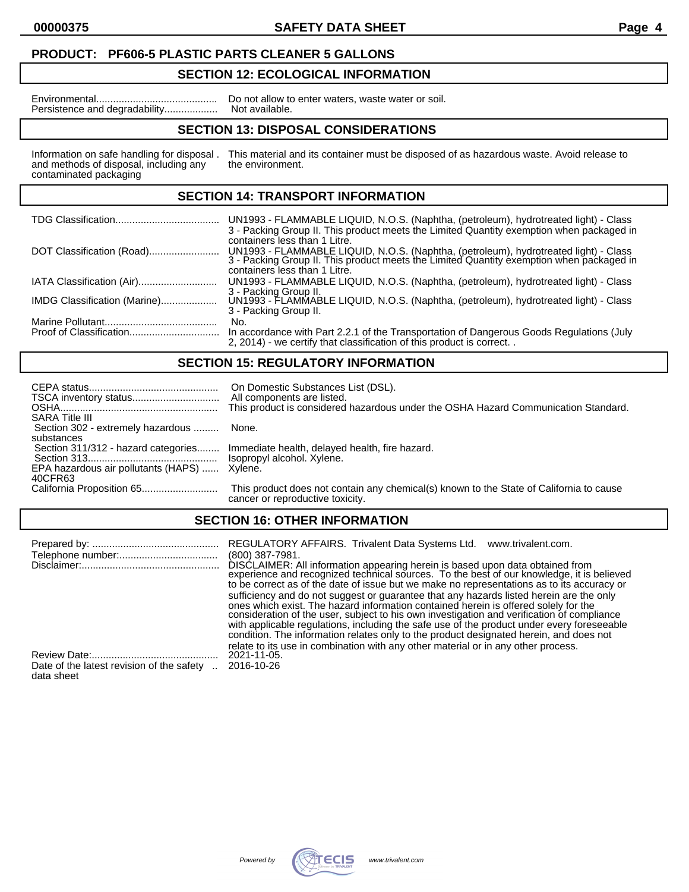**PRODUCT: PF606-5 PLASTIC PARTS CLEANER 5 GALLONS**

## SECTION 12: ECOLOGICAL INFORMATION

| | |
|---|---|
| Environmental | Do not allow to enter waters, waste water or soil. |
| Persistence and degradability | Not available. |

## SECTION 13: DISPOSAL CONSIDERATIONS

| | |
|---|---|
| Information on safe handling for disposal and methods of disposal, including any contaminated packaging | This material and its container must be disposed of as hazardous waste. Avoid release to the environment. |

## SECTION 14: TRANSPORT INFORMATION

| | |
|---|---|
| TDG Classification | UN1993 - FLAMMABLE LIQUID, N.O.S. (Naphtha, (petroleum), hydrotreated light) - Class 3 - Packing Group II. This product meets the Limited Quantity exemption when packaged in containers less than 1 Litre. |
| DOT Classification (Road) | UN1993 - FLAMMABLE LIQUID, N.O.S. (Naphtha, (petroleum), hydrotreated light) - Class 3 - Packing Group II. This product meets the Limited Quantity exemption when packaged in containers less than 1 Litre. |
| IATA Classification (Air) | UN1993 - FLAMMABLE LIQUID, N.O.S. (Naphtha, (petroleum), hydrotreated light) - Class 3 - Packing Group II. |
| IMDG Classification (Marine) | UN1993 - FLAMMABLE LIQUID, N.O.S. (Naphtha, (petroleum), hydrotreated light) - Class 3 - Packing Group II. |
| Marine Pollutant | No. |
| Proof of Classification | In accordance with Part 2.2.1 of the Transportation of Dangerous Goods Regulations (July 2, 2014) - we certify that classification of this product is correct. . |

## SECTION 15: REGULATORY INFORMATION

| | |
|---|---|
| CEPA status | On Domestic Substances List (DSL). |
| TSCA inventory status | All components are listed. |
| OSHA | This product is considered hazardous under the OSHA Hazard Communication Standard. |
| SARA Title III | |
| Section 302 - extremely hazardous substances | None. |
| Section 311/312 - hazard categories | Immediate health, delayed health, fire hazard. |
| Section 313 | Isopropyl alcohol. Xylene. |
| EPA hazardous air pollutants (HAPS) 40CFR63 | Xylene. |
| California Proposition 65 | This product does not contain any chemical(s) known to the State of California to cause cancer or reproductive toxicity. |

## SECTION 16: OTHER INFORMATION

| | |
|---|---|
| Prepared by: | REGULATORY AFFAIRS. Trivalent Data Systems Ltd. www.trivalent.com. |
| Telephone number: | (800) 387-7981. |
| Disclaimer: | DISCLAIMER: All information appearing herein is based upon data obtained from experience and recognized technical sources. To the best of our knowledge, it is believed to be correct as of the date of issue but we make no representations as to its accuracy or sufficiency and do not suggest or guarantee that any hazards listed herein are the only ones which exist. The hazard information contained herein is offered solely for the consideration of the user, subject to his own investigation and verification of compliance with applicable regulations, including the safe use of the product under every foreseeable condition. The information relates only to the product designated herein, and does not relate to its use in combination with any other material or in any other process. |
| Review Date: | 2021-11-05. |
| Date of the latest revision of the safety data sheet | 2016-10-26 |

*Powered by* www.trivalent.com